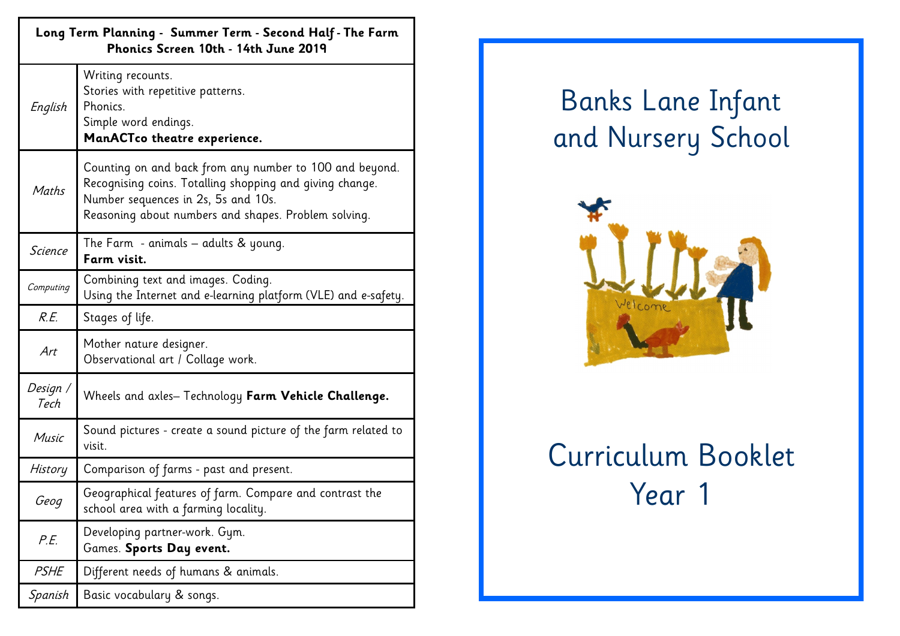| Long Term Planning - Summer Term - Second Half - The Farm<br>Phonics Screen 10th - 14th June 2019 | |
| --- | --- |
| *English* | Writing recounts.<br>Stories with repetitive patterns.<br>Phonics.<br>Simple word endings.<br>**ManACTco theatre experience.** |
| *Maths* | Counting on and back from any number to 100 and beyond.<br>Recognising coins. Totalling shopping and giving change.<br>Number sequences in 2s, 5s and 10s.<br>Reasoning about numbers and shapes. Problem solving. |
| *Science* | The Farm - animals – adults & young.<br>**Farm visit.** |
| *Computing* | Combining text and images. Coding.<br>Using the Internet and e-learning platform (VLE) and e-safety. |
| *R.E.* | Stages of life. |
| *Art* | Mother nature designer.<br>Observational art / Collage work. |
| *Design / Tech* | Wheels and axles– Technology **Farm Vehicle Challenge.** |
| *Music* | Sound pictures - create a sound picture of the farm related to visit. |
| *History* | Comparison of farms - past and present. |
| *Geog* | Geographical features of farm. Compare and contrast the school area with a farming locality. |
| *P.E.* | Developing partner-work. Gym.<br>Games. **Sports Day event.** |
| *PSHE* | Different needs of humans & animals. |
| *Spanish* | Basic vocabulary & songs. |

# Banks Lane Infant and Nursery School

# Curriculum Booklet Year 1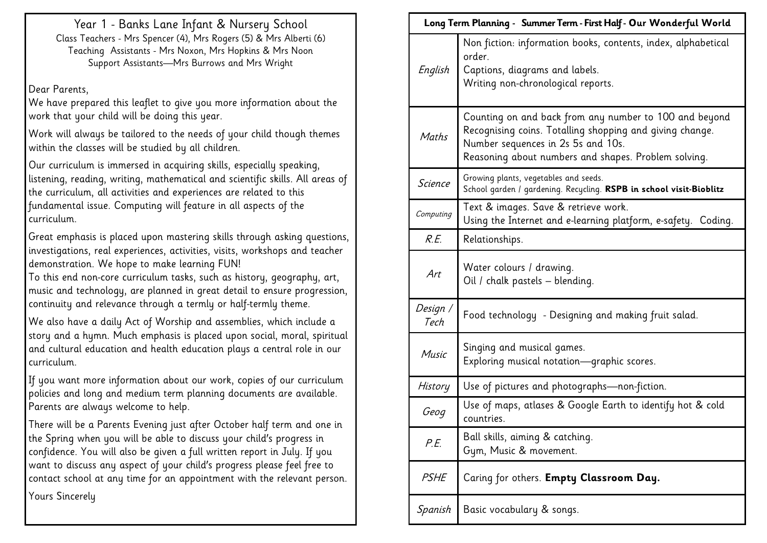# Year 1 - Banks Lane Infant & Nursery School

Class Teachers - Mrs Spencer (4), Mrs Rogers (5) & Mrs Alberti (6)
Teaching Assistants - Mrs Noxon, Mrs Hopkins & Mrs Noon
Support Assistants—Mrs Burrows and Mrs Wright

Dear Parents,

We have prepared this leaflet to give you more information about the work that your child will be doing this year.

Work will always be tailored to the needs of your child though themes within the classes will be studied by all children.

Our curriculum is immersed in acquiring skills, especially speaking, listening, reading, writing, mathematical and scientific skills. All areas of the curriculum, all activities and experiences are related to this fundamental issue. Computing will feature in all aspects of the curriculum.

Great emphasis is placed upon mastering skills through asking questions, investigations, real experiences, activities, visits, workshops and teacher demonstration. We hope to make learning FUN!
To this end non-core curriculum tasks, such as history, geography, art, music and technology, are planned in great detail to ensure progression, continuity and relevance through a termly or half-termly theme.

We also have a daily Act of Worship and assemblies, which include a story and a hymn. Much emphasis is placed upon social, moral, spiritual and cultural education and health education plays a central role in our curriculum.

If you want more information about our work, copies of our curriculum policies and long and medium term planning documents are available. Parents are always welcome to help.

There will be a Parents Evening just after October half term and one in the Spring when you will be able to discuss your child's progress in confidence. You will also be given a full written report in July. If you want to discuss any aspect of your child's progress please feel free to contact school at any time for an appointment with the relevant person.

Yours Sincerely

| **Long Term Planning - Summer Term - First Half - Our Wonderful World** | |
|---|---|
| *English* | Non fiction: information books, contents, index, alphabetical order.<br>Captions, diagrams and labels.<br>Writing non-chronological reports. |
| *Maths* | Counting on and back from any number to 100 and beyond<br>Recognising coins. Totalling shopping and giving change.<br>Number sequences in 2s 5s and 10s.<br>Reasoning about numbers and shapes. Problem solving. |
| *Science* | Growing plants, vegetables and seeds.<br>School garden / gardening. Recycling. **RSPB in school visit-Bioblitz** |
| *Computing* | Text & images. Save & retrieve work.<br>Using the Internet and e-learning platform, e-safety. Coding. |
| *R.E.* | Relationships. |
| *Art* | Water colours / drawing.<br>Oil / chalk pastels – blending. |
| *Design / Tech* | Food technology - Designing and making fruit salad. |
| *Music* | Singing and musical games.<br>Exploring musical notation—graphic scores. |
| *History* | Use of pictures and photographs—non-fiction. |
| *Geog* | Use of maps, atlases & Google Earth to identify hot & cold countries. |
| *P.E.* | Ball skills, aiming & catching.<br>Gym, Music & movement. |
| *PSHE* | Caring for others. **Empty Classroom Day.** |
| *Spanish* | Basic vocabulary & songs. |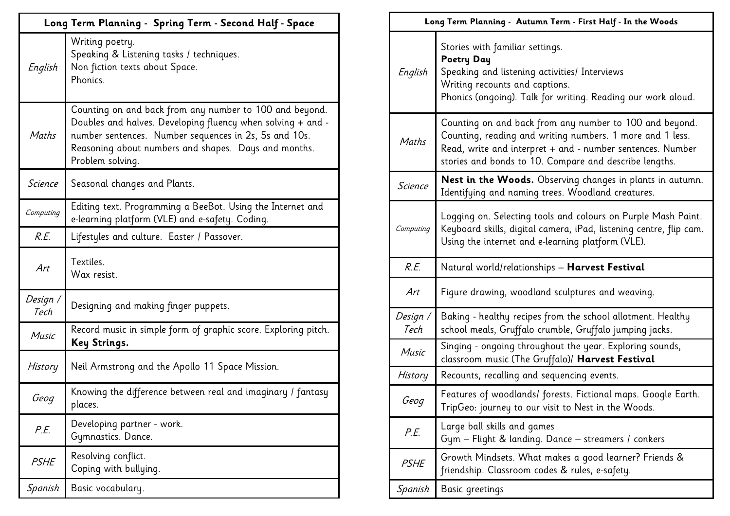| Long Term Planning - Spring Term - Second Half - Space | |
|---|---|
| *English* | Writing poetry.<br>Speaking & Listening tasks / techniques.<br>Non fiction texts about Space.<br>Phonics. |
| *Maths* | Counting on and back from any number to 100 and beyond. Doubles and halves. Developing fluency when solving + and - number sentences. Number sequences in 2s, 5s and 10s. Reasoning about numbers and shapes. Days and months. Problem solving. |
| *Science* | Seasonal changes and Plants. |
| *Computing* | Editing text. Programming a BeeBot. Using the Internet and e-learning platform (VLE) and e-safety. Coding. |
| *R.E.* | Lifestyles and culture. Easter / Passover. |
| *Art* | Textiles.<br>Wax resist. |
| *Design / Tech* | Designing and making finger puppets. |
| *Music* | Record music in simple form of graphic score. Exploring pitch. **Key Strings.** |
| *History* | Neil Armstrong and the Apollo 11 Space Mission. |
| *Geog* | Knowing the difference between real and imaginary / fantasy places. |
| *P.E.* | Developing partner - work.<br>Gymnastics. Dance. |
| *PSHE* | Resolving conflict.<br>Coping with bullying. |
| *Spanish* | Basic vocabulary. |

| Long Term Planning - Autumn Term - First Half - In the Woods | |
|---|---|
| *English* | Stories with familiar settings.<br>**Poetry Day**<br>Speaking and listening activities/ Interviews<br>Writing recounts and captions.<br>Phonics (ongoing). Talk for writing. Reading our work aloud. |
| *Maths* | Counting on and back from any number to 100 and beyond. Counting, reading and writing numbers. 1 more and 1 less. Read, write and interpret + and - number sentences. Number stories and bonds to 10. Compare and describe lengths. |
| *Science* | **Nest in the Woods.** Observing changes in plants in autumn. Identifying and naming trees. Woodland creatures. |
| *Computing* | Logging on. Selecting tools and colours on Purple Mash Paint. Keyboard skills, digital camera, iPad, listening centre, flip cam. Using the internet and e-learning platform (VLE). |
| *R.E.* | Natural world/relationships – **Harvest Festival** |
| *Art* | Figure drawing, woodland sculptures and weaving. |
| *Design / Tech* | Baking - healthy recipes from the school allotment. Healthy school meals, Gruffalo crumble, Gruffalo jumping jacks. |
| *Music* | Singing - ongoing throughout the year. Exploring sounds, classroom music (The Gruffalo)/ **Harvest Festival** |
| *History* | Recounts, recalling and sequencing events. |
| *Geog* | Features of woodlands/ forests. Fictional maps. Google Earth. TripGeo: journey to our visit to Nest in the Woods. |
| *P.E.* | Large ball skills and games<br>Gym – Flight & landing. Dance – streamers / conkers |
| *PSHE* | Growth Mindsets. What makes a good learner? Friends & friendship. Classroom codes & rules, e-safety. |
| *Spanish* | Basic greetings |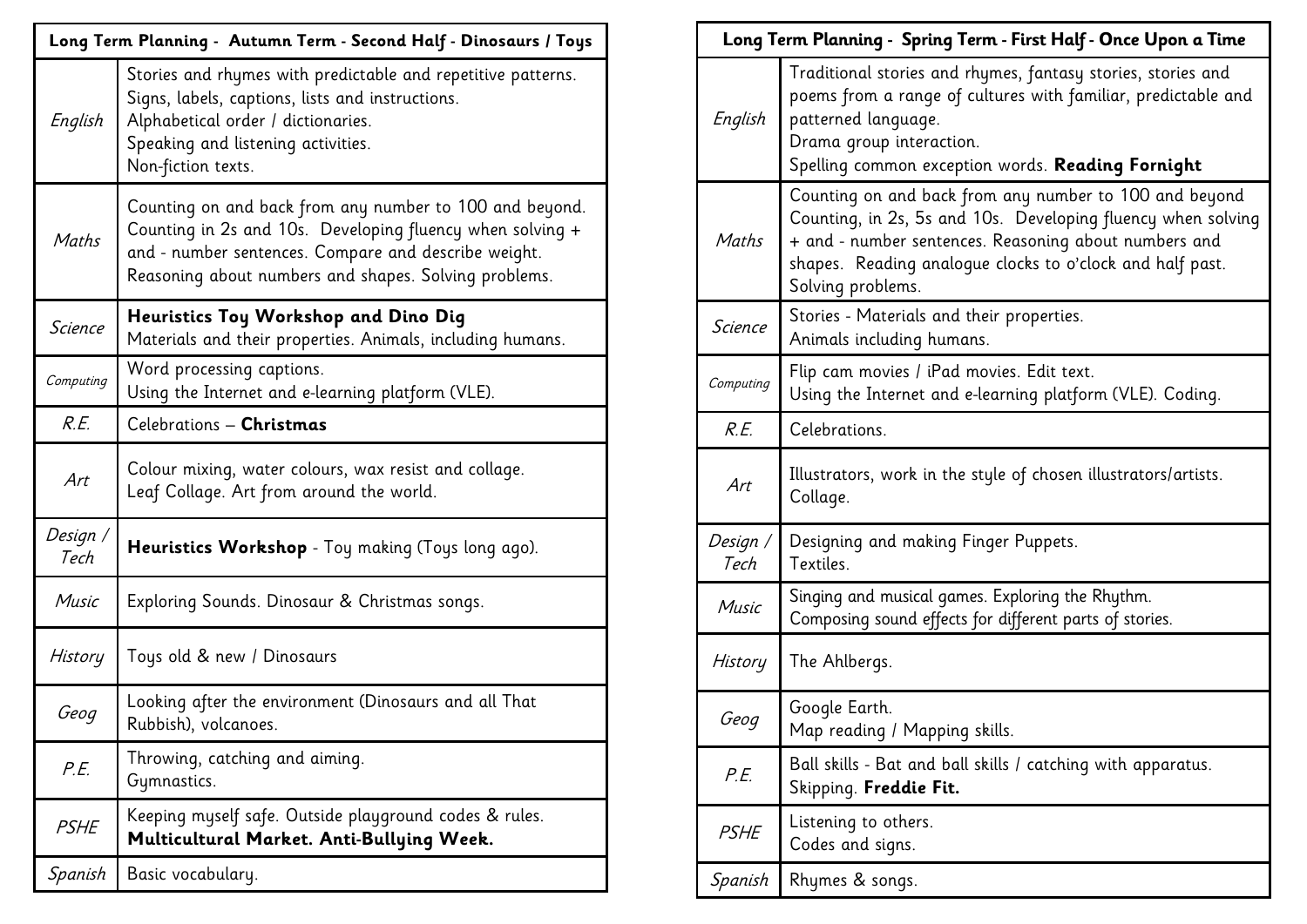| Long Term Planning - Autumn Term - Second Half - Dinosaurs / Toys | |
|---|---|
| *English* | Stories and rhymes with predictable and repetitive patterns.<br>Signs, labels, captions, lists and instructions.<br>Alphabetical order / dictionaries.<br>Speaking and listening activities.<br>Non-fiction texts. |
| *Maths* | Counting on and back from any number to 100 and beyond. Counting in 2s and 10s. Developing fluency when solving + and - number sentences. Compare and describe weight. Reasoning about numbers and shapes. Solving problems. |
| *Science* | **Heuristics Toy Workshop and Dino Dig**<br>Materials and their properties. Animals, including humans. |
| *Computing* | Word processing captions.<br>Using the Internet and e-learning platform (VLE). |
| *R.E.* | Celebrations – **Christmas** |
| *Art* | Colour mixing, water colours, wax resist and collage.<br>Leaf Collage. Art from around the world. |
| *Design / Tech* | **Heuristics Workshop** - Toy making (Toys long ago). |
| *Music* | Exploring Sounds. Dinosaur & Christmas songs. |
| *History* | Toys old & new / Dinosaurs |
| *Geog* | Looking after the environment (Dinosaurs and all That Rubbish), volcanoes. |
| *P.E.* | Throwing, catching and aiming.<br>Gymnastics. |
| *PSHE* | Keeping myself safe. Outside playground codes & rules.<br>**Multicultural Market. Anti-Bullying Week.** |
| *Spanish* | Basic vocabulary. |

| Long Term Planning - Spring Term - First Half - Once Upon a Time | |
|---|---|
| *English* | Traditional stories and rhymes, fantasy stories, stories and poems from a range of cultures with familiar, predictable and patterned language.<br>Drama group interaction.<br>Spelling common exception words. **Reading Fornight** |
| *Maths* | Counting on and back from any number to 100 and beyond Counting, in 2s, 5s and 10s. Developing fluency when solving + and - number sentences. Reasoning about numbers and shapes. Reading analogue clocks to o'clock and half past. Solving problems. |
| *Science* | Stories - Materials and their properties.<br>Animals including humans. |
| *Computing* | Flip cam movies / iPad movies. Edit text.<br>Using the Internet and e-learning platform (VLE). Coding. |
| *R.E.* | Celebrations. |
| *Art* | Illustrators, work in the style of chosen illustrators/artists.<br>Collage. |
| *Design / Tech* | Designing and making Finger Puppets.<br>Textiles. |
| *Music* | Singing and musical games. Exploring the Rhythm.<br>Composing sound effects for different parts of stories. |
| *History* | The Ahlbergs. |
| *Geog* | Google Earth.<br>Map reading / Mapping skills. |
| *P.E.* | Ball skills - Bat and ball skills / catching with apparatus.<br>Skipping. **Freddie Fit.** |
| *PSHE* | Listening to others.<br>Codes and signs. |
| *Spanish* | Rhymes & songs. |